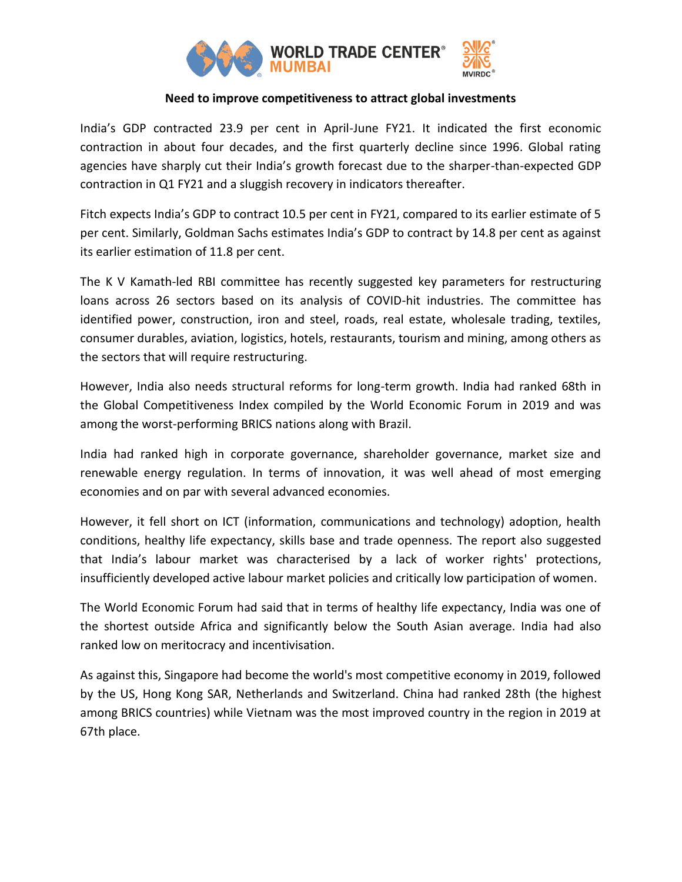# Need to improve competitiveness to attract global investments

India's GDP contracted 23.9 per cent in April-June FY21. It indicated the first economic contraction in about four decades, and the first quarterly decline since 1996. Global rating agencies have sharply cut their India's growth forecast due to the sharper-than-expected GDP contraction in Q1 FY21 and a sluggish recovery in indicators thereafter.

Fitch expects India's GDP to contract 10.5 per cent in FY21, compared to its earlier estimate of 5 per cent. Similarly, Goldman Sachs estimates India's GDP to contract by 14.8 per cent as against its earlier estimation of 11.8 per cent.

The K V Kamath-led RBI committee has recently suggested key parameters for restructuring loans across 26 sectors based on its analysis of COVID-hit industries. The committee has identified power, construction, iron and steel, roads, real estate, wholesale trading, textiles, consumer durables, aviation, logistics, hotels, restaurants, tourism and mining, among others as the sectors that will require restructuring.

However, India also needs structural reforms for long-term growth. India had ranked 68th in the Global Competitiveness Index compiled by the World Economic Forum in 2019 and was among the worst-performing BRICS nations along with Brazil.

India had ranked high in corporate governance, shareholder governance, market size and renewable energy regulation. In terms of innovation, it was well ahead of most emerging economies and on par with several advanced economies.

However, it fell short on ICT (information, communications and technology) adoption, health conditions, healthy life expectancy, skills base and trade openness. The report also suggested that India's labour market was characterised by a lack of worker rights' protections, insufficiently developed active labour market policies and critically low participation of women.

The World Economic Forum had said that in terms of healthy life expectancy, India was one of the shortest outside Africa and significantly below the South Asian average. India had also ranked low on meritocracy and incentivisation.

As against this, Singapore had become the world's most competitive economy in 2019, followed by the US, Hong Kong SAR, Netherlands and Switzerland. China had ranked 28th (the highest among BRICS countries) while Vietnam was the most improved country in the region in 2019 at 67th place.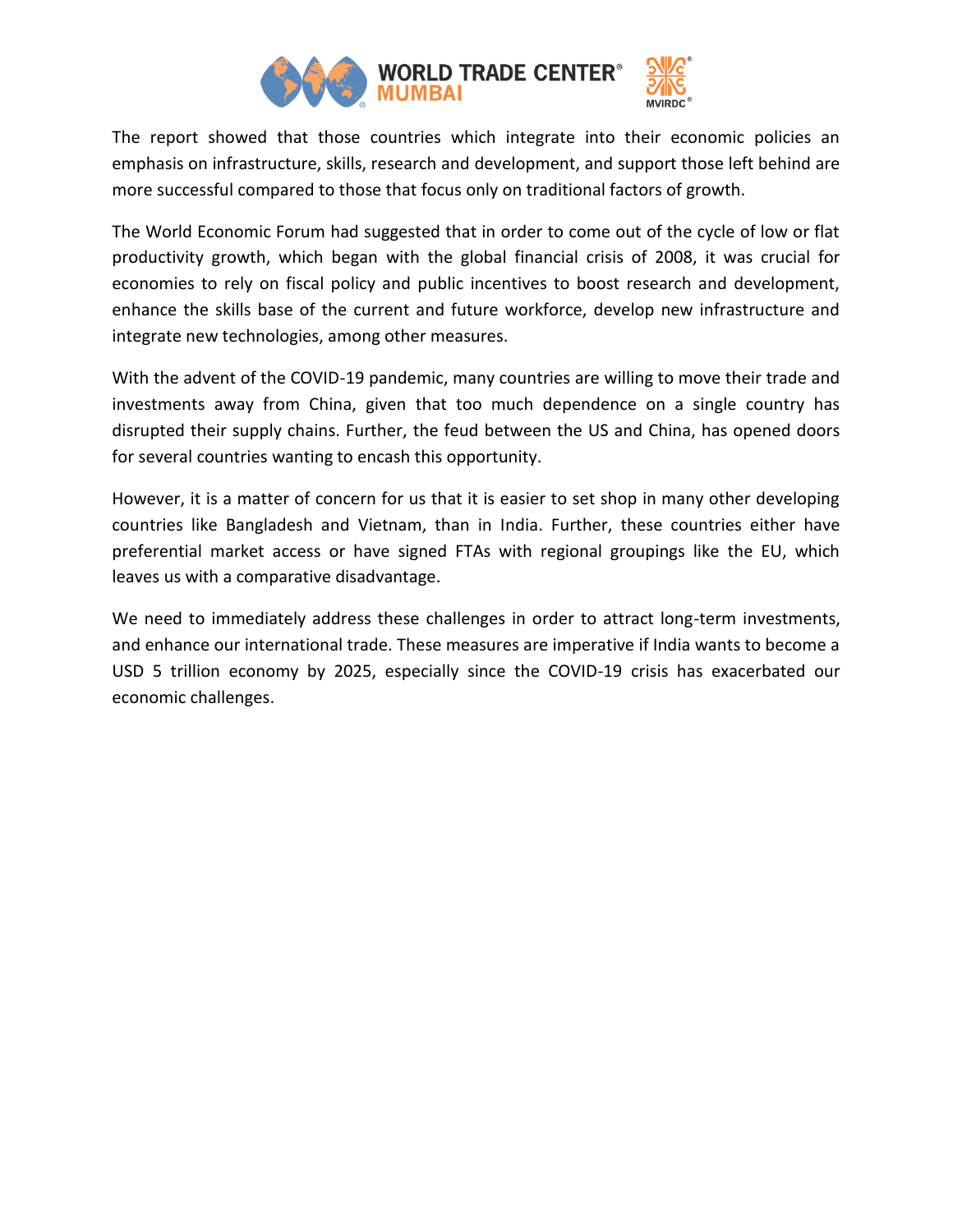The report showed that those countries which integrate into their economic policies an emphasis on infrastructure, skills, research and development, and support those left behind are more successful compared to those that focus only on traditional factors of growth.

The World Economic Forum had suggested that in order to come out of the cycle of low or flat productivity growth, which began with the global financial crisis of 2008, it was crucial for economies to rely on fiscal policy and public incentives to boost research and development, enhance the skills base of the current and future workforce, develop new infrastructure and integrate new technologies, among other measures.

With the advent of the COVID-19 pandemic, many countries are willing to move their trade and investments away from China, given that too much dependence on a single country has disrupted their supply chains. Further, the feud between the US and China, has opened doors for several countries wanting to encash this opportunity.

However, it is a matter of concern for us that it is easier to set shop in many other developing countries like Bangladesh and Vietnam, than in India. Further, these countries either have preferential market access or have signed FTAs with regional groupings like the EU, which leaves us with a comparative disadvantage.

We need to immediately address these challenges in order to attract long-term investments, and enhance our international trade. These measures are imperative if India wants to become a USD 5 trillion economy by 2025, especially since the COVID-19 crisis has exacerbated our economic challenges.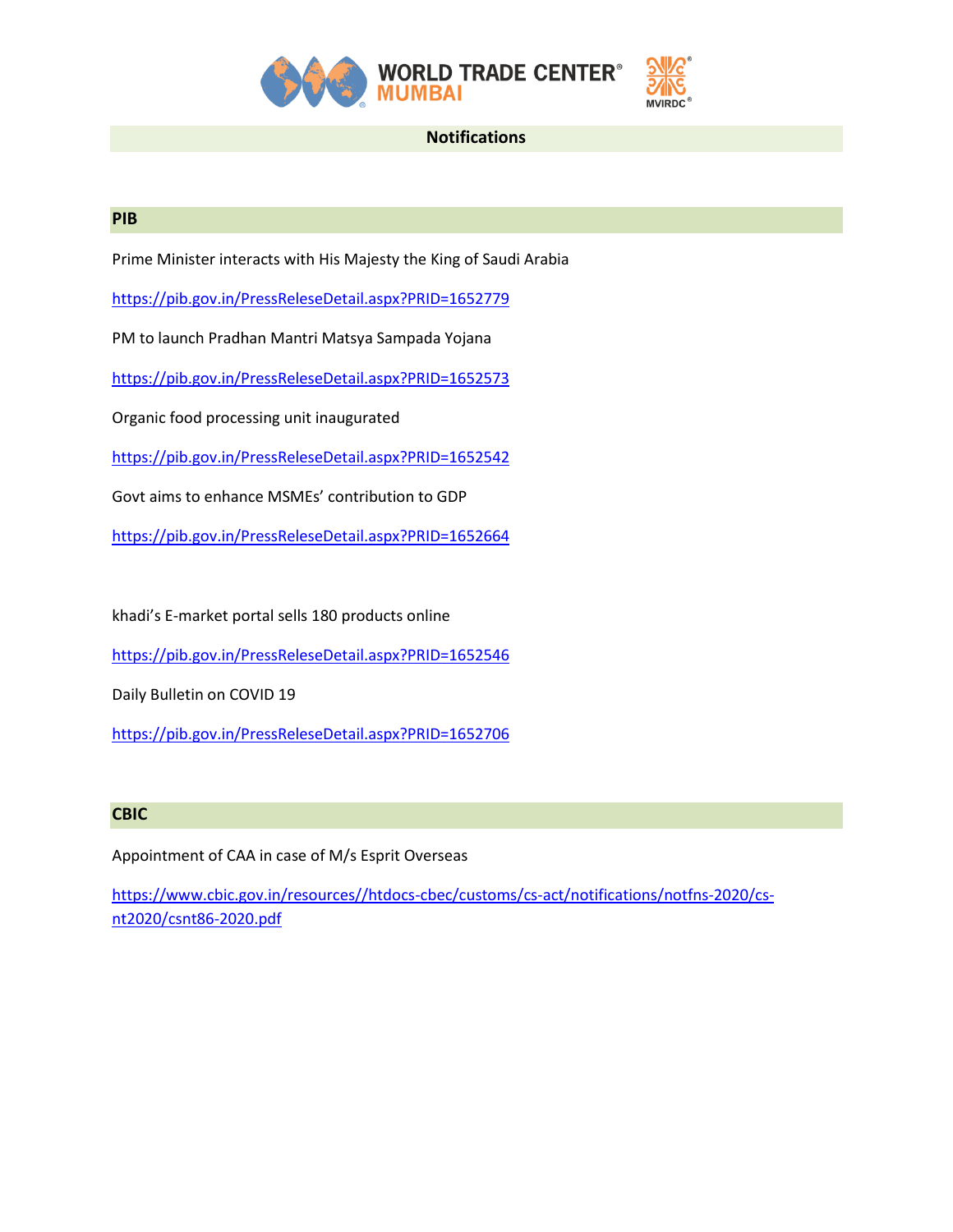## Notifications

### PIB

Prime Minister interacts with His Majesty the King of Saudi Arabia

https://pib.gov.in/PressReleseDetail.aspx?PRID=1652779

PM to launch Pradhan Mantri Matsya Sampada Yojana

https://pib.gov.in/PressReleseDetail.aspx?PRID=1652573

Organic food processing unit inaugurated

https://pib.gov.in/PressReleseDetail.aspx?PRID=1652542

Govt aims to enhance MSMEs' contribution to GDP

https://pib.gov.in/PressReleseDetail.aspx?PRID=1652664

khadi's E-market portal sells 180 products online

https://pib.gov.in/PressReleseDetail.aspx?PRID=1652546

Daily Bulletin on COVID 19

https://pib.gov.in/PressReleseDetail.aspx?PRID=1652706

### CBIC

Appointment of CAA in case of M/s Esprit Overseas

https://www.cbic.gov.in/resources//htdocs-cbec/customs/cs-act/notifications/notfns-2020/cs-nt2020/csnt86-2020.pdf